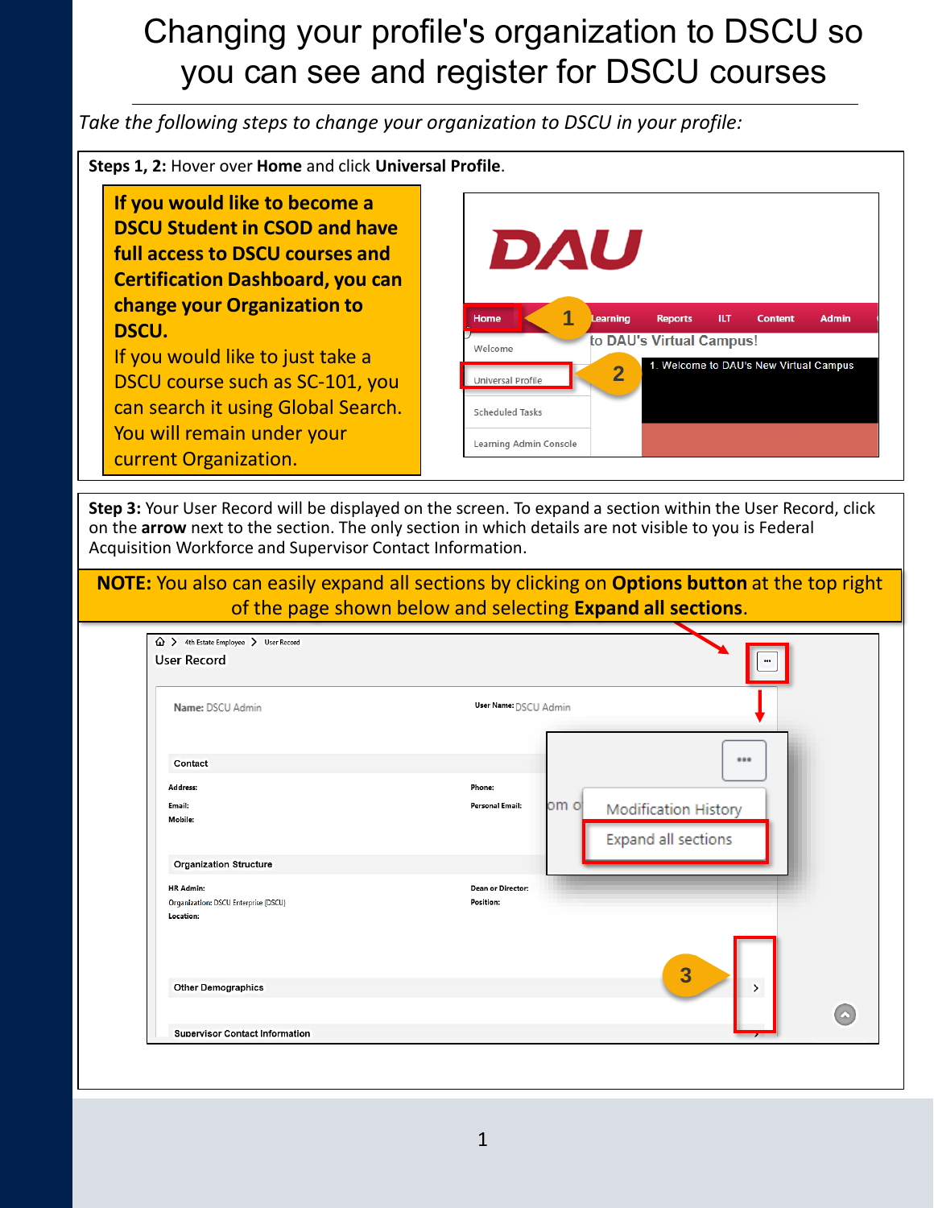# Changing your profile's organization to DSCU so you can see and register for DSCU courses

*Take the following steps to change your organization to DSCU in your profile:*

**Steps 1, 2:** Hover over **Home** and click **Universal Profile**.

**If you would like to become a DSCU Student in CSOD and have full access to DSCU courses and Certification Dashboard, you can change your Organization to DSCU.**
If you would like to just take a DSCU course such as SC-101, you can search it using Global Search. You will remain under your current Organization.

**Step 3:** Your User Record will be displayed on the screen. To expand a section within the User Record, click on the **arrow** next to the section. The only section in which details are not visible to you is Federal Acquisition Workforce and Supervisor Contact Information.

**NOTE:** You also can easily expand all sections by clicking on **Options button** at the top right of the page shown below and selecting **Expand all sections**.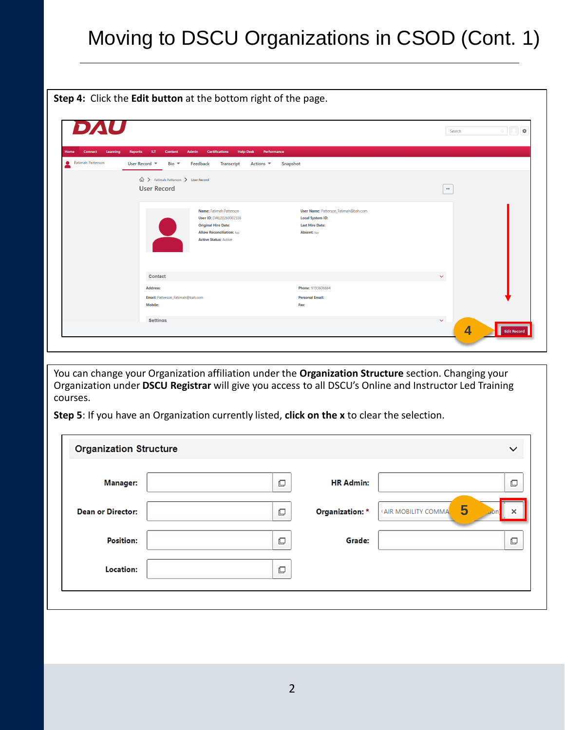# Moving to DSCU Organizations in CSOD (Cont. 1)

**Step 4:** Click the **Edit button** at the bottom right of the page.

You can change your Organization affiliation under the **Organization Structure** section. Changing your Organization under **DSCU Registrar** will give you access to all DSCU's Online and Instructor Led Training courses.

**Step 5**: If you have an Organization currently listed, **click on the x** to clear the selection.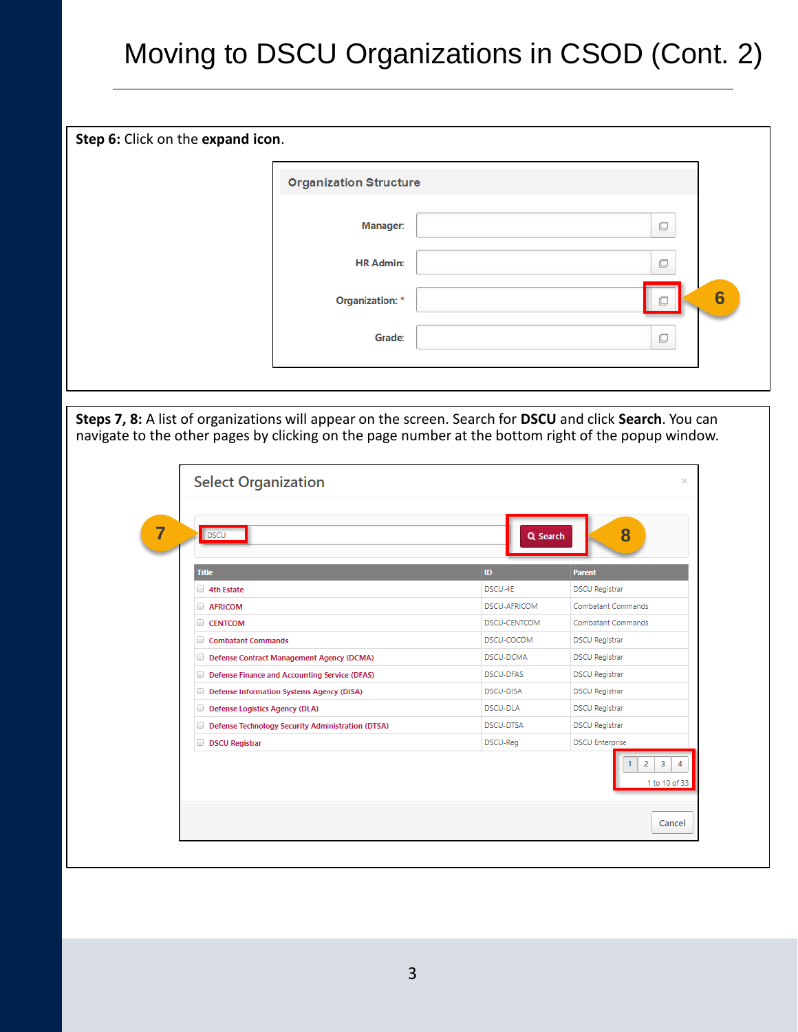# Moving to DSCU Organizations in CSOD (Cont. 2)

**Step 6:** Click on the **expand icon**.

Organization Structure

Manager:

HR Admin:

Organization: *

Grade:

6

**Steps 7, 8:** A list of organizations will appear on the screen. Search for **DSCU** and click **Search**. You can navigate to the other pages by clicking on the page number at the bottom right of the popup window.

Select Organization

7 DSCU

Search 8

| Title | ID | Parent |
|---|---|---|
| 4th Estate | DSCU-4E | DSCU Registrar |
| AFRICOM | DSCU-AFRICOM | Combatant Commands |
| CENTCOM | DSCU-CENTCOM | Combatant Commands |
| Combatant Commands | DSCU-COCOM | DSCU Registrar |
| Defense Contract Management Agency (DCMA) | DSCU-DCMA | DSCU Registrar |
| Defense Finance and Accounting Service (DFAS) | DSCU-DFAS | DSCU Registrar |
| Defense Information Systems Agency (DISA) | DSCU-DISA | DSCU Registrar |
| Defense Logistics Agency (DLA) | DSCU-DLA | DSCU Registrar |
| Defense Technology Security Administration (DTSA) | DSCU-DTSA | DSCU Registrar |
| DSCU Registrar | DSCU-Reg | DSCU Enterprise |

1 2 3 4

1 to 10 of 33

Cancel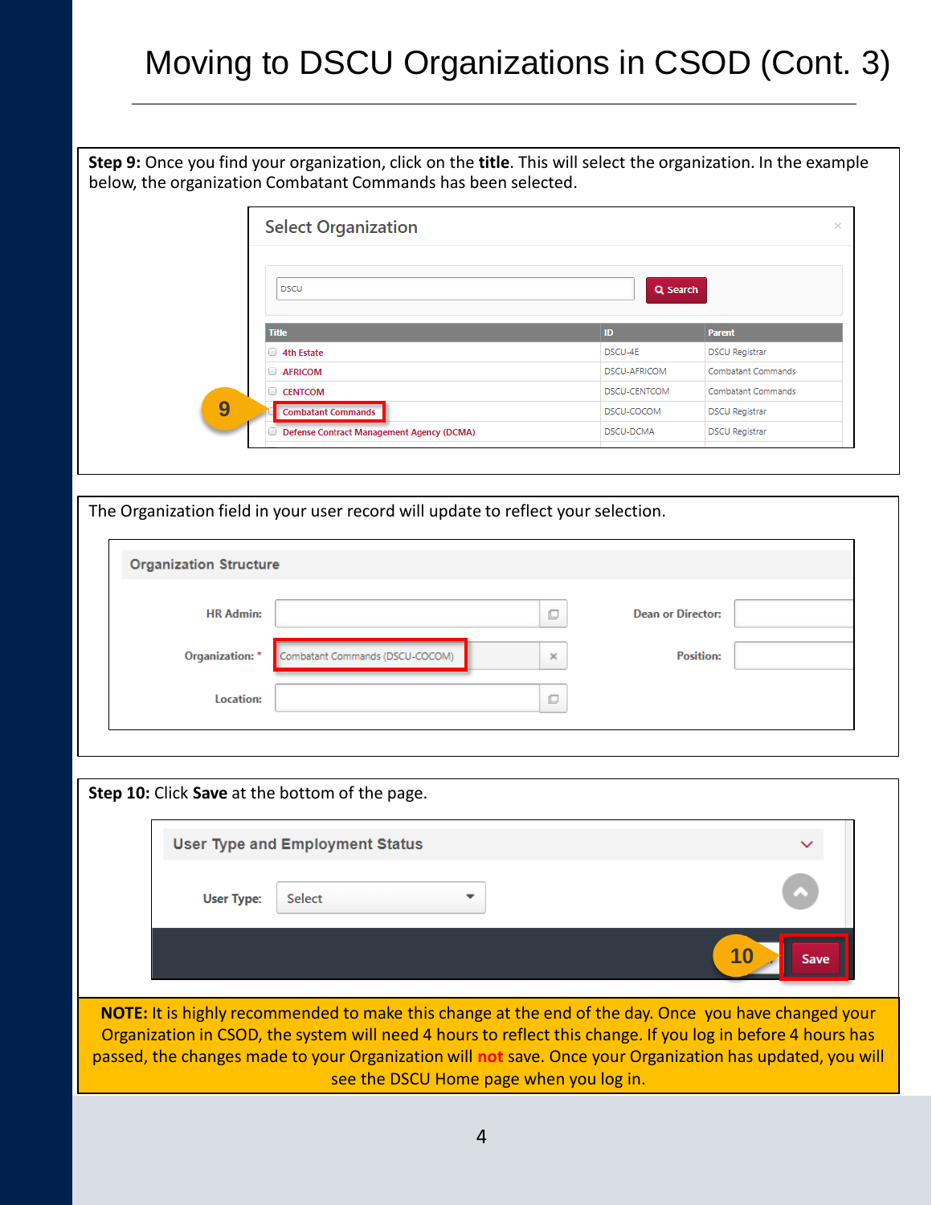# Moving to DSCU Organizations in CSOD (Cont. 3)

**Step 9:** Once you find your organization, click on the **title**. This will select the organization. In the example below, the organization Combatant Commands has been selected.

Select Organization

DSCU

Search

| Title | ID | Parent |
|---|---|---|
| 4th Estate | DSCU-4E | DSCU Registrar |
| AFRICOM | DSCU-AFRICOM | Combatant Commands |
| CENTCOM | DSCU-CENTCOM | Combatant Commands |
| Combatant Commands | DSCU-COCOM | DSCU Registrar |
| Defense Contract Management Agency (DCMA) | DSCU-DCMA | DSCU Registrar |

9

The Organization field in your user record will update to reflect your selection.

Organization Structure

HR Admin:

Dean or Director:

Organization: * Combatant Commands (DSCU-COCOM)

Position:

Location:

**Step 10:** Click **Save** at the bottom of the page.

User Type and Employment Status

User Type: Select

10

Save

**NOTE:** It is highly recommended to make this change at the end of the day. Once you have changed your Organization in CSOD, the system will need 4 hours to reflect this change. If you log in before 4 hours has passed, the changes made to your Organization will not save. Once your Organization has updated, you will see the DSCU Home page when you log in.